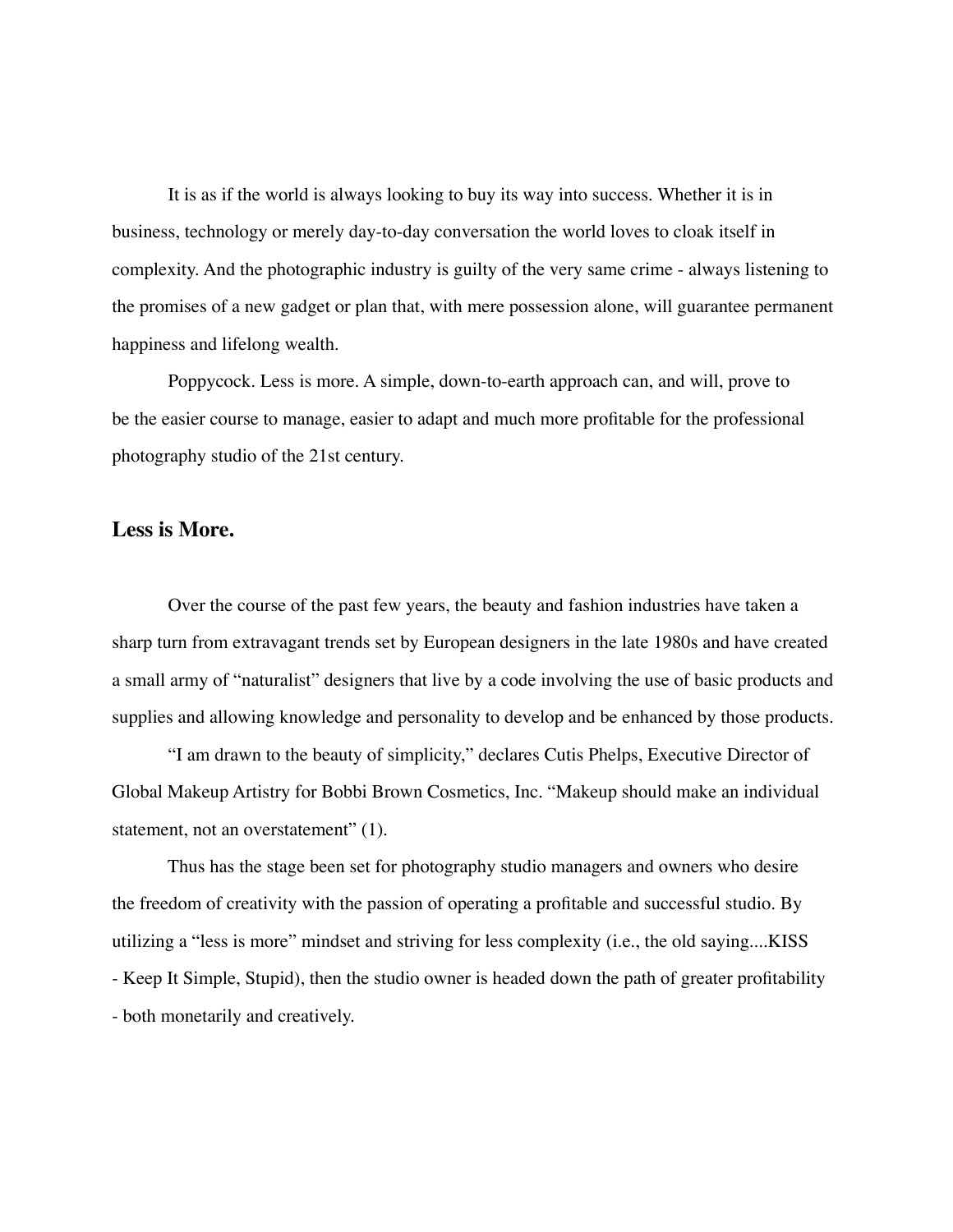It is as if the world is always looking to buy its way into success. Whether it is in business, technology or merely day-to-day conversation the world loves to cloak itself in complexity. And the photographic industry is guilty of the very same crime - always listening to the promises of a new gadget or plan that, with mere possession alone, will guarantee permanent happiness and lifelong wealth.

Poppycock. Less is more. A simple, down-to-earth approach can, and will, prove to be the easier course to manage, easier to adapt and much more profitable for the professional photography studio of the 21st century.

## Less is More.

Over the course of the past few years, the beauty and fashion industries have taken a sharp turn from extravagant trends set by European designers in the late 1980s and have created a small army of "naturalist" designers that live by a code involving the use of basic products and supplies and allowing knowledge and personality to develop and be enhanced by those products.

"I am drawn to the beauty of simplicity," declares Cutis Phelps, Executive Director of Global Makeup Artistry for Bobbi Brown Cosmetics, Inc. "Makeup should make an individual statement, not an overstatement" (1).

Thus has the stage been set for photography studio managers and owners who desire the freedom of creativity with the passion of operating a profitable and successful studio. By utilizing a "less is more" mindset and striving for less complexity (i.e., the old saying....KISS - Keep It Simple, Stupid), then the studio owner is headed down the path of greater profitability - both monetarily and creatively.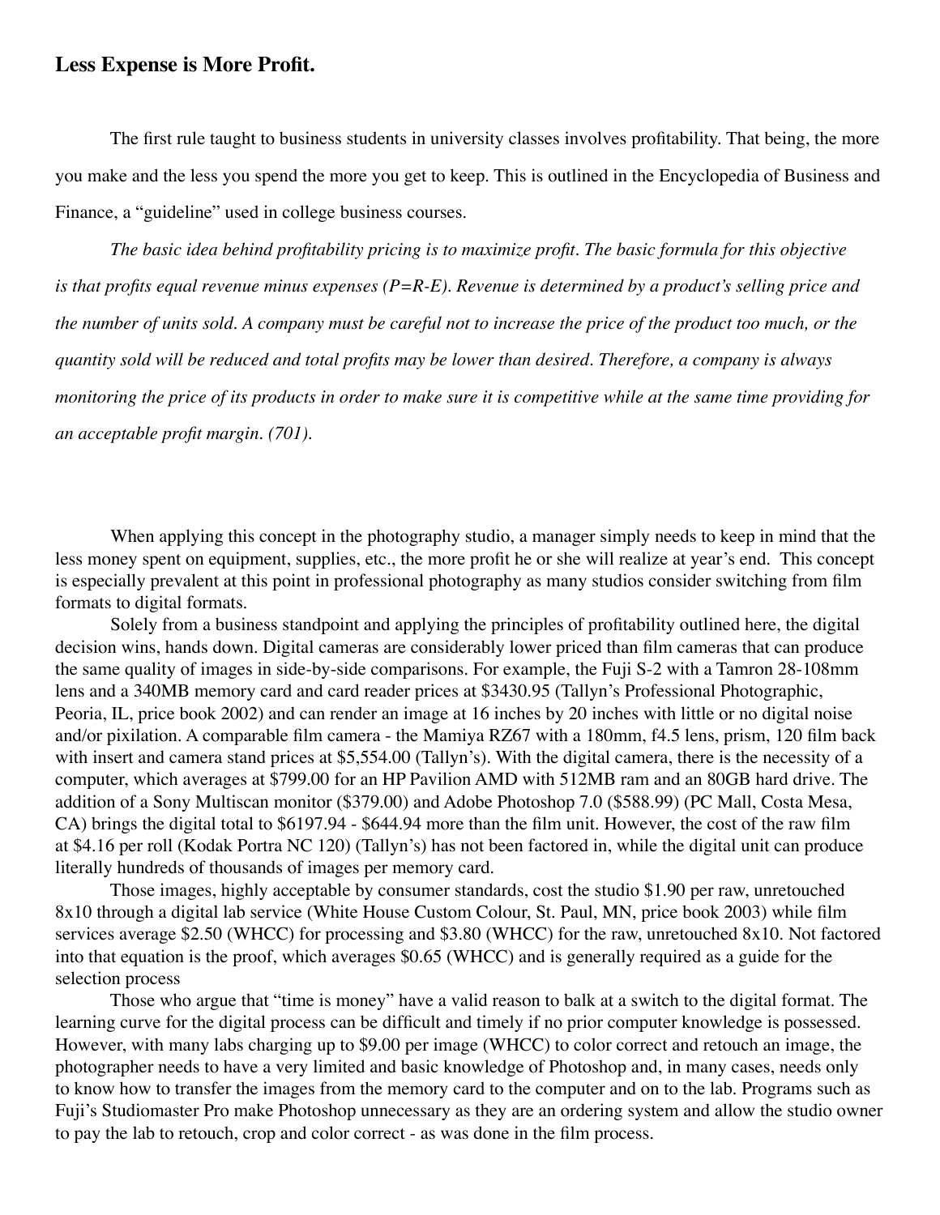## Less Expense is More Profit.

The first rule taught to business students in university classes involves profitability. That being, the more you make and the less you spend the more you get to keep. This is outlined in the Encyclopedia of Business and Finance, a "guideline" used in college business courses.

*The basic idea behind profitability pricing is to maximize profit. The basic formula for this objective is that profits equal revenue minus expenses (P=R-E). Revenue is determined by a product's selling price and the number of units sold. A company must be careful not to increase the price of the product too much, or the quantity sold will be reduced and total profits may be lower than desired. Therefore, a company is always monitoring the price of its products in order to make sure it is competitive while at the same time providing for an acceptable profit margin. (701).*

When applying this concept in the photography studio, a manager simply needs to keep in mind that the less money spent on equipment, supplies, etc., the more profit he or she will realize at year's end. This concept is especially prevalent at this point in professional photography as many studios consider switching from film formats to digital formats.

Solely from a business standpoint and applying the principles of profitability outlined here, the digital decision wins, hands down. Digital cameras are considerably lower priced than film cameras that can produce the same quality of images in side-by-side comparisons. For example, the Fuji S-2 with a Tamron 28-108mm lens and a 340MB memory card and card reader prices at $3430.95 (Tallyn's Professional Photographic, Peoria, IL, price book 2002) and can render an image at 16 inches by 20 inches with little or no digital noise and/or pixilation. A comparable film camera - the Mamiya RZ67 with a 180mm, f4.5 lens, prism, 120 film back with insert and camera stand prices at $5,554.00 (Tallyn's). With the digital camera, there is the necessity of a computer, which averages at $799.00 for an HP Pavilion AMD with 512MB ram and an 80GB hard drive. The addition of a Sony Multiscan monitor ($379.00) and Adobe Photoshop 7.0 ($588.99) (PC Mall, Costa Mesa, CA) brings the digital total to $6197.94 - $644.94 more than the film unit. However, the cost of the raw film at $4.16 per roll (Kodak Portra NC 120) (Tallyn's) has not been factored in, while the digital unit can produce literally hundreds of thousands of images per memory card.

Those images, highly acceptable by consumer standards, cost the studio $1.90 per raw, unretouched 8x10 through a digital lab service (White House Custom Colour, St. Paul, MN, price book 2003) while film services average $2.50 (WHCC) for processing and $3.80 (WHCC) for the raw, unretouched 8x10. Not factored into that equation is the proof, which averages $0.65 (WHCC) and is generally required as a guide for the selection process

Those who argue that "time is money" have a valid reason to balk at a switch to the digital format. The learning curve for the digital process can be difficult and timely if no prior computer knowledge is possessed. However, with many labs charging up to $9.00 per image (WHCC) to color correct and retouch an image, the photographer needs to have a very limited and basic knowledge of Photoshop and, in many cases, needs only to know how to transfer the images from the memory card to the computer and on to the lab. Programs such as Fuji's Studiomaster Pro make Photoshop unnecessary as they are an ordering system and allow the studio owner to pay the lab to retouch, crop and color correct - as was done in the film process.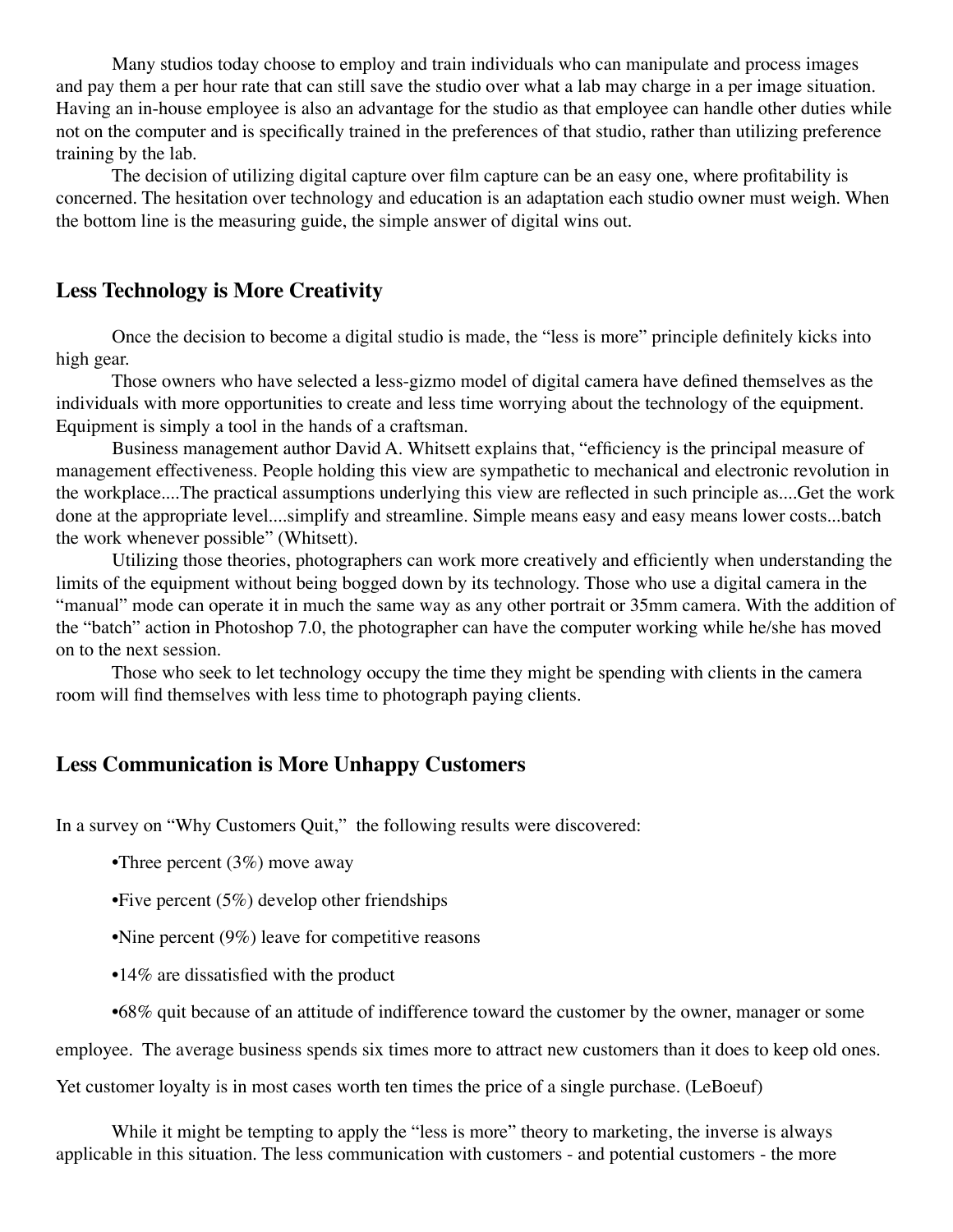Many studios today choose to employ and train individuals who can manipulate and process images and pay them a per hour rate that can still save the studio over what a lab may charge in a per image situation. Having an in-house employee is also an advantage for the studio as that employee can handle other duties while not on the computer and is specifically trained in the preferences of that studio, rather than utilizing preference training by the lab.

The decision of utilizing digital capture over film capture can be an easy one, where profitability is concerned. The hesitation over technology and education is an adaptation each studio owner must weigh. When the bottom line is the measuring guide, the simple answer of digital wins out.

## Less Technology is More Creativity

Once the decision to become a digital studio is made, the "less is more" principle definitely kicks into high gear.

Those owners who have selected a less-gizmo model of digital camera have defined themselves as the individuals with more opportunities to create and less time worrying about the technology of the equipment. Equipment is simply a tool in the hands of a craftsman.

Business management author David A. Whitsett explains that, "efficiency is the principal measure of management effectiveness. People holding this view are sympathetic to mechanical and electronic revolution in the workplace....The practical assumptions underlying this view are reflected in such principle as....Get the work done at the appropriate level....simplify and streamline. Simple means easy and easy means lower costs...batch the work whenever possible" (Whitsett).

Utilizing those theories, photographers can work more creatively and efficiently when understanding the limits of the equipment without being bogged down by its technology. Those who use a digital camera in the "manual" mode can operate it in much the same way as any other portrait or 35mm camera. With the addition of the "batch" action in Photoshop 7.0, the photographer can have the computer working while he/she has moved on to the next session.

Those who seek to let technology occupy the time they might be spending with clients in the camera room will find themselves with less time to photograph paying clients.

## Less Communication is More Unhappy Customers

In a survey on "Why Customers Quit," the following results were discovered:

- Three percent (3%) move away
- Five percent (5%) develop other friendships
- Nine percent (9%) leave for competitive reasons
- 14% are dissatisfied with the product
- 68% quit because of an attitude of indifference toward the customer by the owner, manager or some employee. The average business spends six times more to attract new customers than it does to keep old ones. Yet customer loyalty is in most cases worth ten times the price of a single purchase. (LeBoeuf)

While it might be tempting to apply the "less is more" theory to marketing, the inverse is always applicable in this situation. The less communication with customers - and potential customers - the more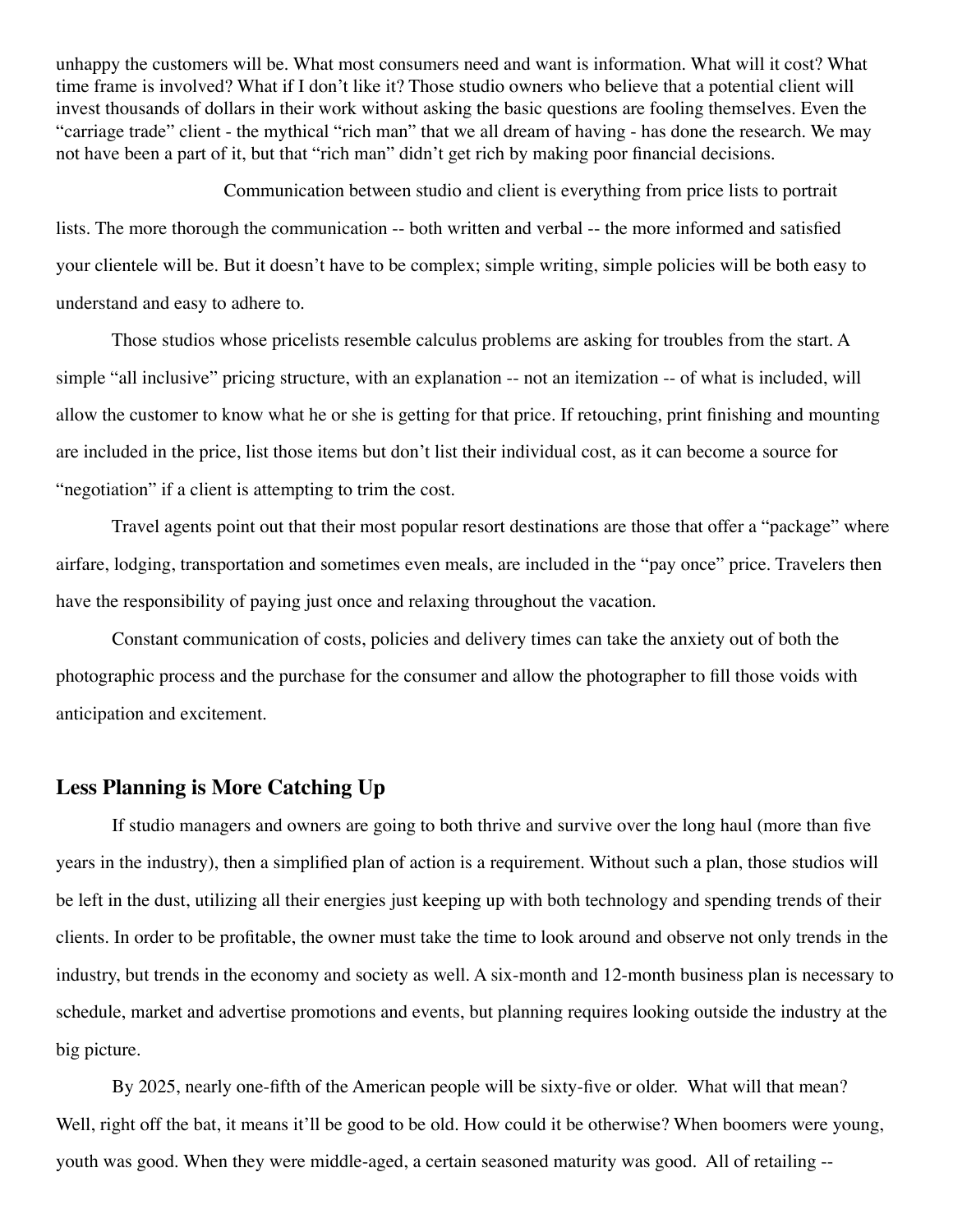unhappy the customers will be. What most consumers need and want is information. What will it cost? What time frame is involved? What if I don't like it? Those studio owners who believe that a potential client will invest thousands of dollars in their work without asking the basic questions are fooling themselves. Even the "carriage trade" client - the mythical "rich man" that we all dream of having - has done the research. We may not have been a part of it, but that "rich man" didn't get rich by making poor financial decisions.

Communication between studio and client is everything from price lists to portrait lists. The more thorough the communication -- both written and verbal -- the more informed and satisfied your clientele will be. But it doesn't have to be complex; simple writing, simple policies will be both easy to understand and easy to adhere to.

Those studios whose pricelists resemble calculus problems are asking for troubles from the start. A simple "all inclusive" pricing structure, with an explanation -- not an itemization -- of what is included, will allow the customer to know what he or she is getting for that price. If retouching, print finishing and mounting are included in the price, list those items but don't list their individual cost, as it can become a source for "negotiation" if a client is attempting to trim the cost.

Travel agents point out that their most popular resort destinations are those that offer a "package" where airfare, lodging, transportation and sometimes even meals, are included in the "pay once" price. Travelers then have the responsibility of paying just once and relaxing throughout the vacation.

Constant communication of costs, policies and delivery times can take the anxiety out of both the photographic process and the purchase for the consumer and allow the photographer to fill those voids with anticipation and excitement.

## Less Planning is More Catching Up

If studio managers and owners are going to both thrive and survive over the long haul (more than five years in the industry), then a simplified plan of action is a requirement. Without such a plan, those studios will be left in the dust, utilizing all their energies just keeping up with both technology and spending trends of their clients. In order to be profitable, the owner must take the time to look around and observe not only trends in the industry, but trends in the economy and society as well. A six-month and 12-month business plan is necessary to schedule, market and advertise promotions and events, but planning requires looking outside the industry at the big picture.

By 2025, nearly one-fifth of the American people will be sixty-five or older. What will that mean? Well, right off the bat, it means it'll be good to be old. How could it be otherwise? When boomers were young, youth was good. When they were middle-aged, a certain seasoned maturity was good. All of retailing --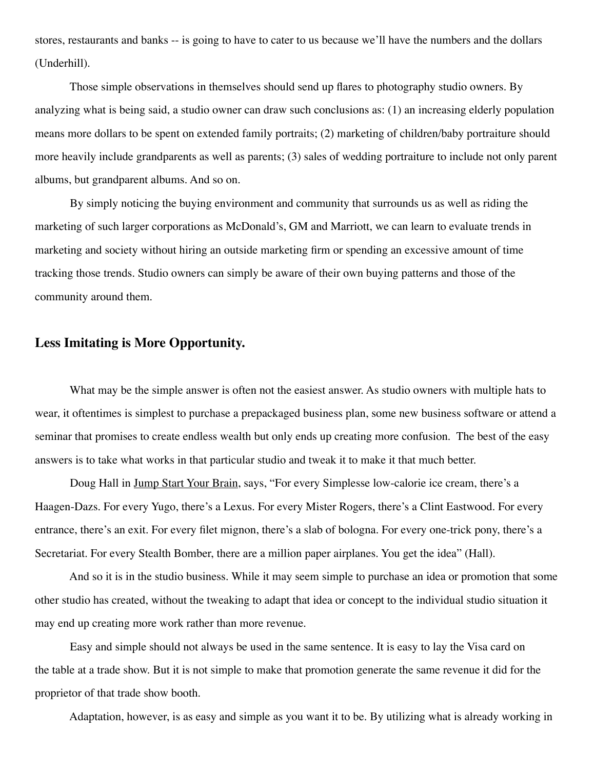stores, restaurants and banks -- is going to have to cater to us because we'll have the numbers and the dollars (Underhill).

Those simple observations in themselves should send up flares to photography studio owners. By analyzing what is being said, a studio owner can draw such conclusions as: (1) an increasing elderly population means more dollars to be spent on extended family portraits; (2) marketing of children/baby portraiture should more heavily include grandparents as well as parents; (3) sales of wedding portraiture to include not only parent albums, but grandparent albums. And so on.

By simply noticing the buying environment and community that surrounds us as well as riding the marketing of such larger corporations as McDonald's, GM and Marriott, we can learn to evaluate trends in marketing and society without hiring an outside marketing firm or spending an excessive amount of time tracking those trends. Studio owners can simply be aware of their own buying patterns and those of the community around them.

### Less Imitating is More Opportunity.

What may be the simple answer is often not the easiest answer. As studio owners with multiple hats to wear, it oftentimes is simplest to purchase a prepackaged business plan, some new business software or attend a seminar that promises to create endless wealth but only ends up creating more confusion. The best of the easy answers is to take what works in that particular studio and tweak it to make it that much better.

Doug Hall in <u>Jump Start Your Brain</u>, says, "For every Simplesse low-calorie ice cream, there's a Haagen-Dazs. For every Yugo, there's a Lexus. For every Mister Rogers, there's a Clint Eastwood. For every entrance, there's an exit. For every filet mignon, there's a slab of bologna. For every one-trick pony, there's a Secretariat. For every Stealth Bomber, there are a million paper airplanes. You get the idea" (Hall).

And so it is in the studio business. While it may seem simple to purchase an idea or promotion that some other studio has created, without the tweaking to adapt that idea or concept to the individual studio situation it may end up creating more work rather than more revenue.

Easy and simple should not always be used in the same sentence. It is easy to lay the Visa card on the table at a trade show. But it is not simple to make that promotion generate the same revenue it did for the proprietor of that trade show booth.

Adaptation, however, is as easy and simple as you want it to be. By utilizing what is already working in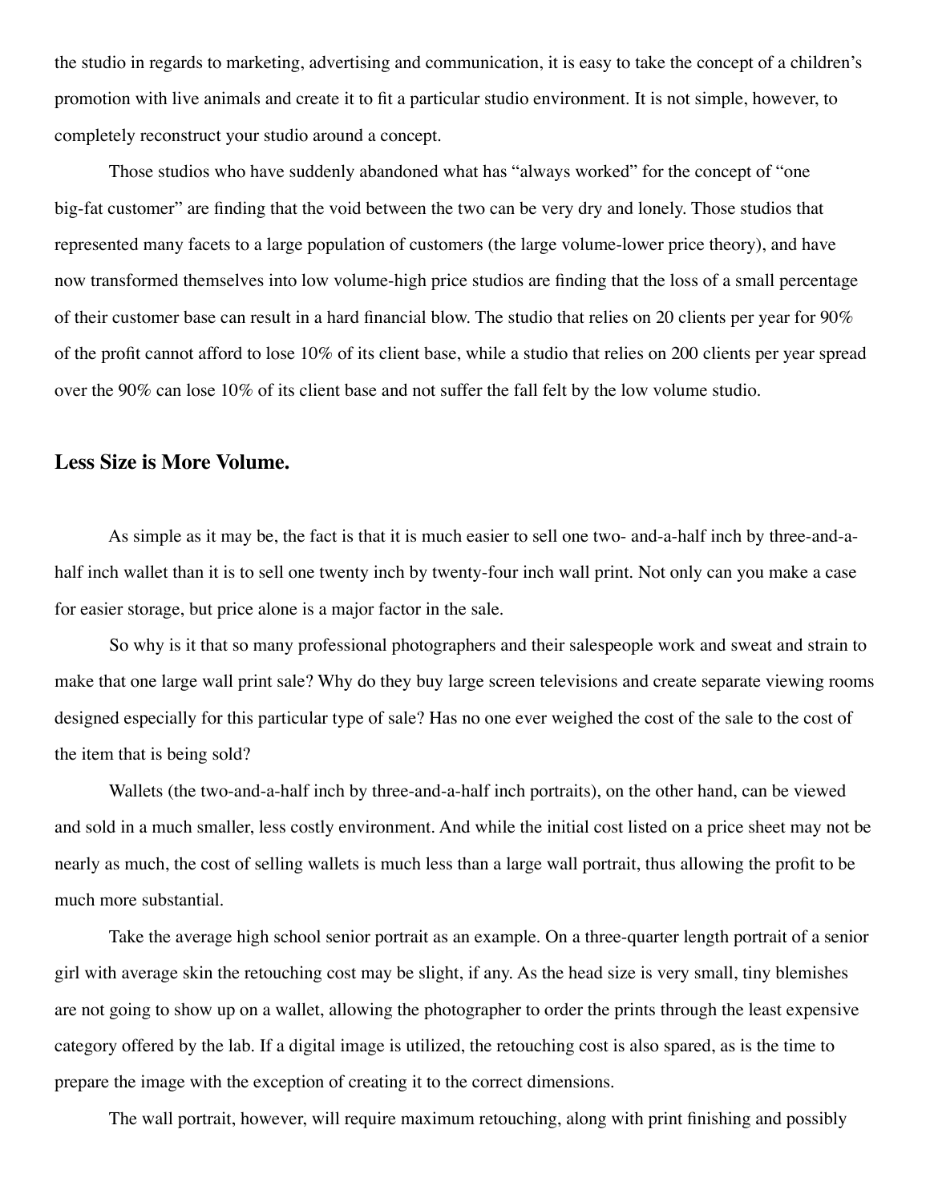the studio in regards to marketing, advertising and communication, it is easy to take the concept of a children's promotion with live animals and create it to fit a particular studio environment. It is not simple, however, to completely reconstruct your studio around a concept.

Those studios who have suddenly abandoned what has "always worked" for the concept of "one big-fat customer" are finding that the void between the two can be very dry and lonely. Those studios that represented many facets to a large population of customers (the large volume-lower price theory), and have now transformed themselves into low volume-high price studios are finding that the loss of a small percentage of their customer base can result in a hard financial blow. The studio that relies on 20 clients per year for 90% of the profit cannot afford to lose 10% of its client base, while a studio that relies on 200 clients per year spread over the 90% can lose 10% of its client base and not suffer the fall felt by the low volume studio.

### Less Size is More Volume.

As simple as it may be, the fact is that it is much easier to sell one two- and-a-half inch by three-and-a-half inch wallet than it is to sell one twenty inch by twenty-four inch wall print. Not only can you make a case for easier storage, but price alone is a major factor in the sale.

So why is it that so many professional photographers and their salespeople work and sweat and strain to make that one large wall print sale? Why do they buy large screen televisions and create separate viewing rooms designed especially for this particular type of sale? Has no one ever weighed the cost of the sale to the cost of the item that is being sold?

Wallets (the two-and-a-half inch by three-and-a-half inch portraits), on the other hand, can be viewed and sold in a much smaller, less costly environment. And while the initial cost listed on a price sheet may not be nearly as much, the cost of selling wallets is much less than a large wall portrait, thus allowing the profit to be much more substantial.

Take the average high school senior portrait as an example. On a three-quarter length portrait of a senior girl with average skin the retouching cost may be slight, if any. As the head size is very small, tiny blemishes are not going to show up on a wallet, allowing the photographer to order the prints through the least expensive category offered by the lab. If a digital image is utilized, the retouching cost is also spared, as is the time to prepare the image with the exception of creating it to the correct dimensions.

The wall portrait, however, will require maximum retouching, along with print finishing and possibly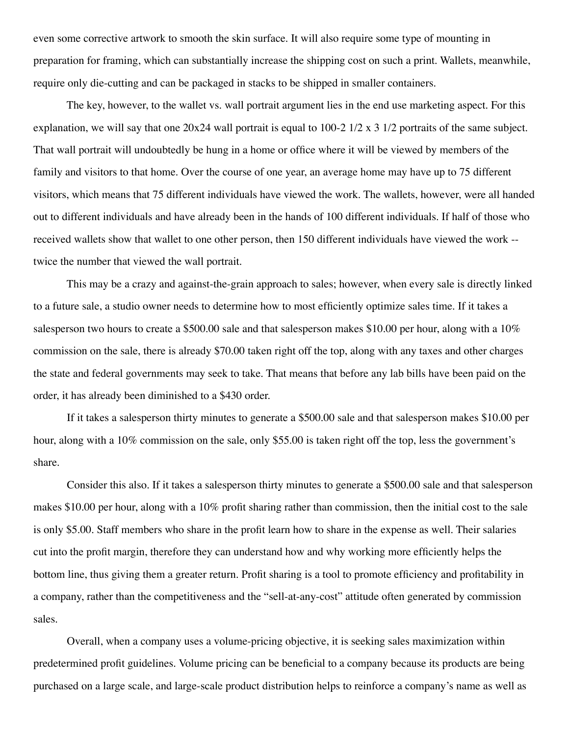even some corrective artwork to smooth the skin surface. It will also require some type of mounting in preparation for framing, which can substantially increase the shipping cost on such a print. Wallets, meanwhile, require only die-cutting and can be packaged in stacks to be shipped in smaller containers.

The key, however, to the wallet vs. wall portrait argument lies in the end use marketing aspect. For this explanation, we will say that one 20x24 wall portrait is equal to 100-2 1/2 x 3 1/2 portraits of the same subject. That wall portrait will undoubtedly be hung in a home or office where it will be viewed by members of the family and visitors to that home. Over the course of one year, an average home may have up to 75 different visitors, which means that 75 different individuals have viewed the work. The wallets, however, were all handed out to different individuals and have already been in the hands of 100 different individuals. If half of those who received wallets show that wallet to one other person, then 150 different individuals have viewed the work -- twice the number that viewed the wall portrait.

This may be a crazy and against-the-grain approach to sales; however, when every sale is directly linked to a future sale, a studio owner needs to determine how to most efficiently optimize sales time. If it takes a salesperson two hours to create a $500.00 sale and that salesperson makes $10.00 per hour, along with a 10% commission on the sale, there is already $70.00 taken right off the top, along with any taxes and other charges the state and federal governments may seek to take. That means that before any lab bills have been paid on the order, it has already been diminished to a $430 order.

If it takes a salesperson thirty minutes to generate a $500.00 sale and that salesperson makes $10.00 per hour, along with a 10% commission on the sale, only $55.00 is taken right off the top, less the government's share.

Consider this also. If it takes a salesperson thirty minutes to generate a $500.00 sale and that salesperson makes $10.00 per hour, along with a 10% profit sharing rather than commission, then the initial cost to the sale is only $5.00. Staff members who share in the profit learn how to share in the expense as well. Their salaries cut into the profit margin, therefore they can understand how and why working more efficiently helps the bottom line, thus giving them a greater return. Profit sharing is a tool to promote efficiency and profitability in a company, rather than the competitiveness and the "sell-at-any-cost" attitude often generated by commission sales.

Overall, when a company uses a volume-pricing objective, it is seeking sales maximization within predetermined profit guidelines. Volume pricing can be beneficial to a company because its products are being purchased on a large scale, and large-scale product distribution helps to reinforce a company's name as well as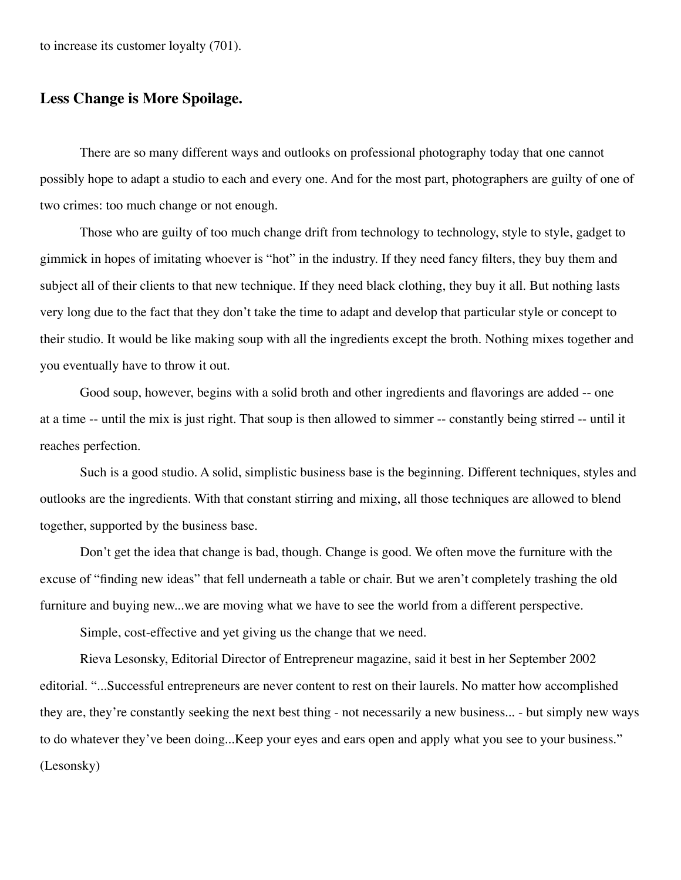to increase its customer loyalty (701).

## Less Change is More Spoilage.

There are so many different ways and outlooks on professional photography today that one cannot possibly hope to adapt a studio to each and every one. And for the most part, photographers are guilty of one of two crimes: too much change or not enough.

Those who are guilty of too much change drift from technology to technology, style to style, gadget to gimmick in hopes of imitating whoever is "hot" in the industry. If they need fancy filters, they buy them and subject all of their clients to that new technique. If they need black clothing, they buy it all. But nothing lasts very long due to the fact that they don't take the time to adapt and develop that particular style or concept to their studio. It would be like making soup with all the ingredients except the broth. Nothing mixes together and you eventually have to throw it out.

Good soup, however, begins with a solid broth and other ingredients and flavorings are added -- one at a time -- until the mix is just right. That soup is then allowed to simmer -- constantly being stirred -- until it reaches perfection.

Such is a good studio. A solid, simplistic business base is the beginning. Different techniques, styles and outlooks are the ingredients. With that constant stirring and mixing, all those techniques are allowed to blend together, supported by the business base.

Don't get the idea that change is bad, though. Change is good. We often move the furniture with the excuse of "finding new ideas" that fell underneath a table or chair. But we aren't completely trashing the old furniture and buying new...we are moving what we have to see the world from a different perspective.

Simple, cost-effective and yet giving us the change that we need.

Rieva Lesonsky, Editorial Director of Entrepreneur magazine, said it best in her September 2002 editorial. "...Successful entrepreneurs are never content to rest on their laurels. No matter how accomplished they are, they're constantly seeking the next best thing - not necessarily a new business... - but simply new ways to do whatever they've been doing...Keep your eyes and ears open and apply what you see to your business." (Lesonsky)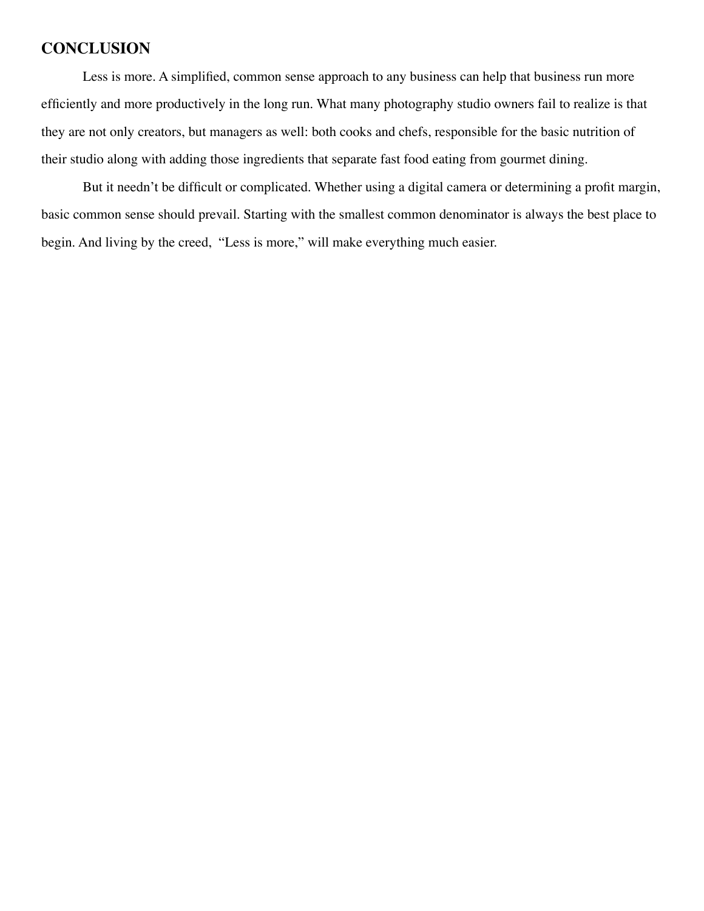## CONCLUSION

Less is more. A simplified, common sense approach to any business can help that business run more efficiently and more productively in the long run. What many photography studio owners fail to realize is that they are not only creators, but managers as well: both cooks and chefs, responsible for the basic nutrition of their studio along with adding those ingredients that separate fast food eating from gourmet dining.

But it needn't be difficult or complicated. Whether using a digital camera or determining a profit margin, basic common sense should prevail. Starting with the smallest common denominator is always the best place to begin. And living by the creed, "Less is more," will make everything much easier.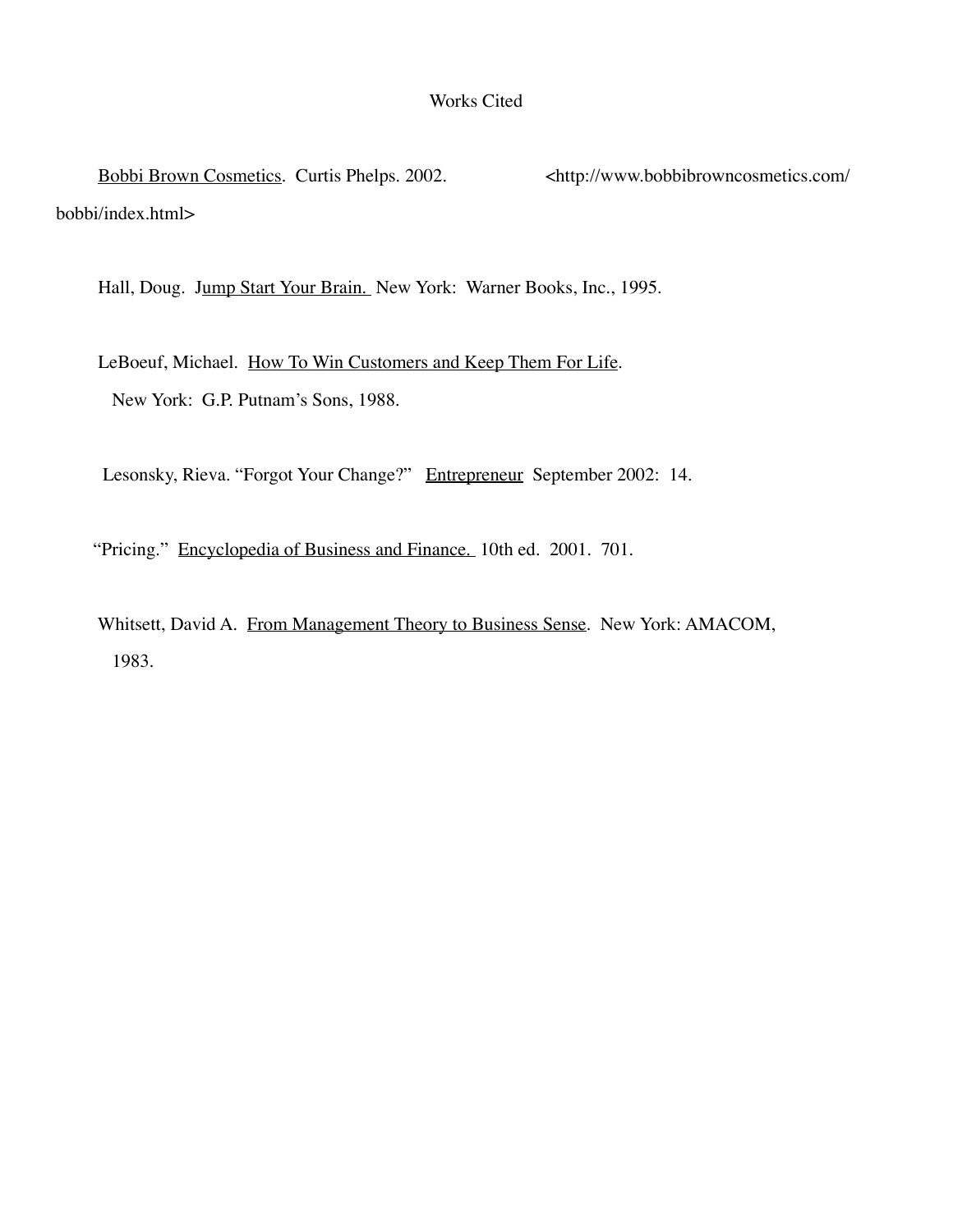# Works Cited

Bobbi Brown Cosmetics. Curtis Phelps. 2002. <http://www.bobbibrowncosmetics.com/bobbi/index.html>

Hall, Doug. Jump Start Your Brain. New York: Warner Books, Inc., 1995.

LeBoeuf, Michael. How To Win Customers and Keep Them For Life. New York: G.P. Putnam's Sons, 1988.

Lesonsky, Rieva. "Forgot Your Change?" Entrepreneur September 2002: 14.

"Pricing." Encyclopedia of Business and Finance. 10th ed. 2001. 701.

Whitsett, David A. From Management Theory to Business Sense. New York: AMACOM, 1983.